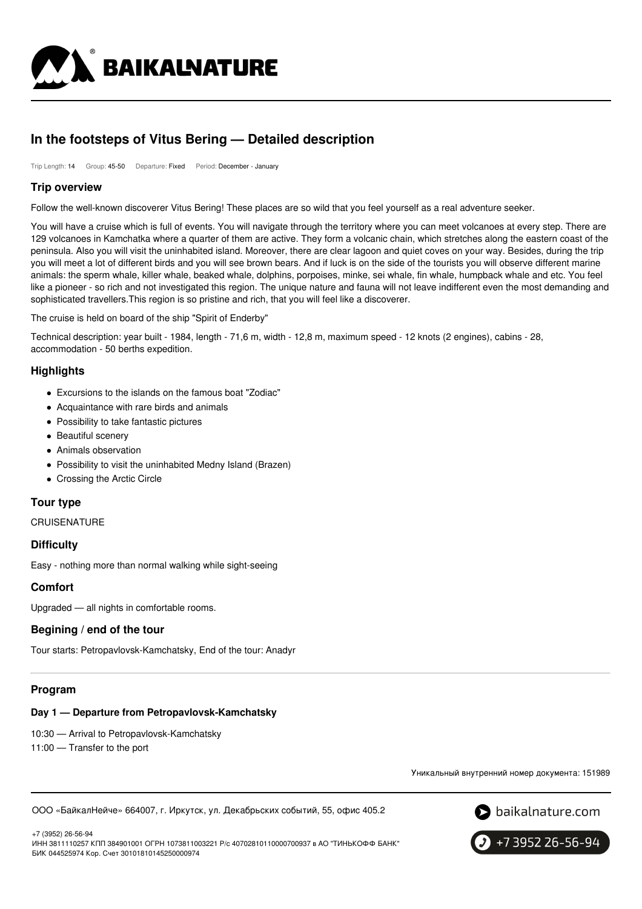# In the footsteps of Vitus Bering — Detailed description

Trip Length: 14 Group: 45-50 Departure: Fixed Period: December - January

## Trip overview

Follow the well-known discoverer Vitus Bering! These places are so wild that you feel yourself as a real adventure seeker.

You will have a cruise which is full of events. You will navigate through the territory where you can meet volcanoes at every step. There are 129 volcanoes in Kamchatka where a quarter of them are active. They form a volcanic chain, which stretches along the eastern coast of the peninsula. Also you will visit the uninhabited island. Moreover, there are clear lagoon and quiet coves on your way. Besides, during the trip you will meet a lot of different birds and you will see brown bears. And if luck is on the side of the tourists you will observe different marine animals: the sperm whale, killer whale, beaked whale, dolphins, porpoises, minke, sei whale, fin whale, humpback whale and etc. You feel like a pioneer - so rich and not investigated this region. The unique nature and fauna will not leave indifferent even the most demanding and sophisticated travellers.This region is so pristine and rich, that you will feel like a discoverer.

The cruise is held on board of the ship "Spirit of Enderby"

Technical description: year built - 1984, length - 71,6 m, width - 12,8 m, maximum speed - 12 knots (2 engines), cabins - 28, accommodation - 50 berths expedition.

## Highlights

- Excursions to the islands on the famous boat "Zodiac"
- Acquaintance with rare birds and animals
- Possibility to take fantastic pictures
- Beautiful scenery
- Animals observation
- Possibility to visit the uninhabited Medny Island (Brazen)
- Crossing the Arctic Circle

## Tour type

CRUISENATURE

## Difficulty

Easy - nothing more than normal walking while sight-seeing

## Comfort

Upgraded — all nights in comfortable rooms.

## Begining / end of the tour

Tour starts: Petropavlovsk-Kamchatsky, End of the tour: Anadyr

## Program

### Day 1 — Departure from Petropavlovsk-Kamchatsky

10:30 — Arrival to Petropavlovsk-Kamchatsky
11:00 — Transfer to the port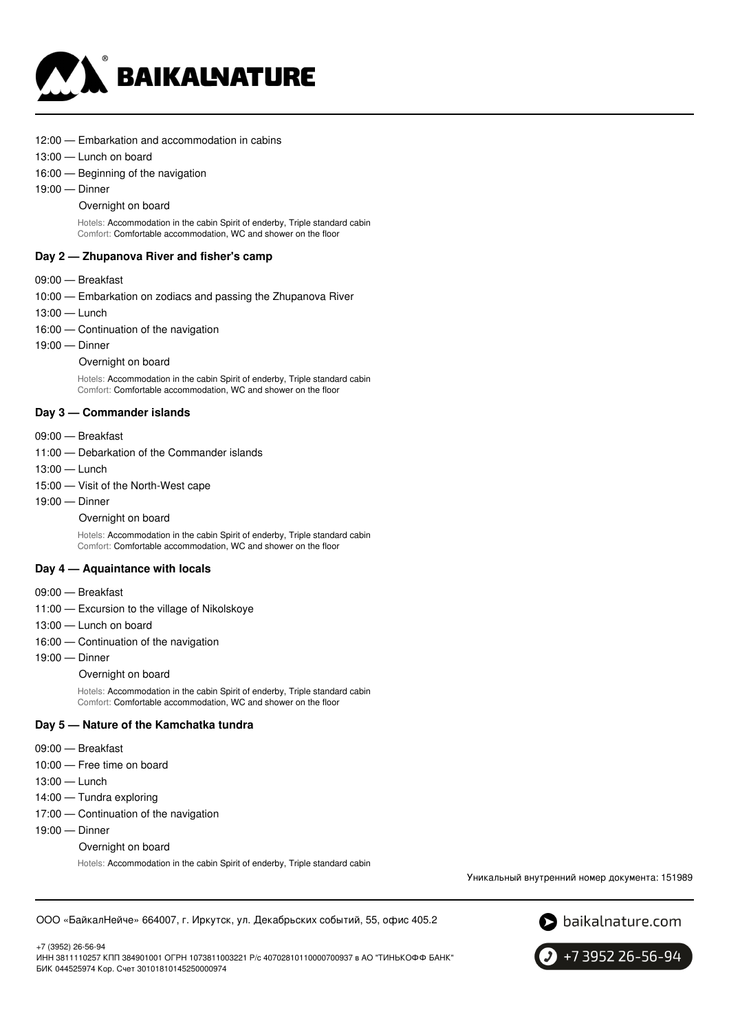12:00 — Embarkation and accommodation in cabins

13:00 — Lunch on board

16:00 — Beginning of the navigation

19:00 — Dinner

Overnight on board

Hotels: Accommodation in the cabin Spirit of enderby, Triple standard cabin
Comfort: Comfortable accommodation, WC and shower on the floor

### Day 2 — Zhupanova River and fisher's camp

09:00 — Breakfast

10:00 — Embarkation on zodiacs and passing the Zhupanova River

13:00 — Lunch

16:00 — Continuation of the navigation

19:00 — Dinner

Overnight on board

Hotels: Accommodation in the cabin Spirit of enderby, Triple standard cabin
Comfort: Comfortable accommodation, WC and shower on the floor

### Day 3 — Commander islands

09:00 — Breakfast

11:00 — Debarkation of the Commander islands

13:00 — Lunch

15:00 — Visit of the North-West cape

19:00 — Dinner

Overnight on board

Hotels: Accommodation in the cabin Spirit of enderby, Triple standard cabin
Comfort: Comfortable accommodation, WC and shower on the floor

### Day 4 — Aquaintance with locals

09:00 — Breakfast

11:00 — Excursion to the village of Nikolskoye

13:00 — Lunch on board

16:00 — Continuation of the navigation

19:00 — Dinner

Overnight on board

Hotels: Accommodation in the cabin Spirit of enderby, Triple standard cabin
Comfort: Comfortable accommodation, WC and shower on the floor

### Day 5 — Nature of the Kamchatka tundra

09:00 — Breakfast

10:00 — Free time on board

13:00 — Lunch

14:00 — Tundra exploring

17:00 — Continuation of the navigation

19:00 — Dinner

Overnight on board

Hotels: Accommodation in the cabin Spirit of enderby, Triple standard cabin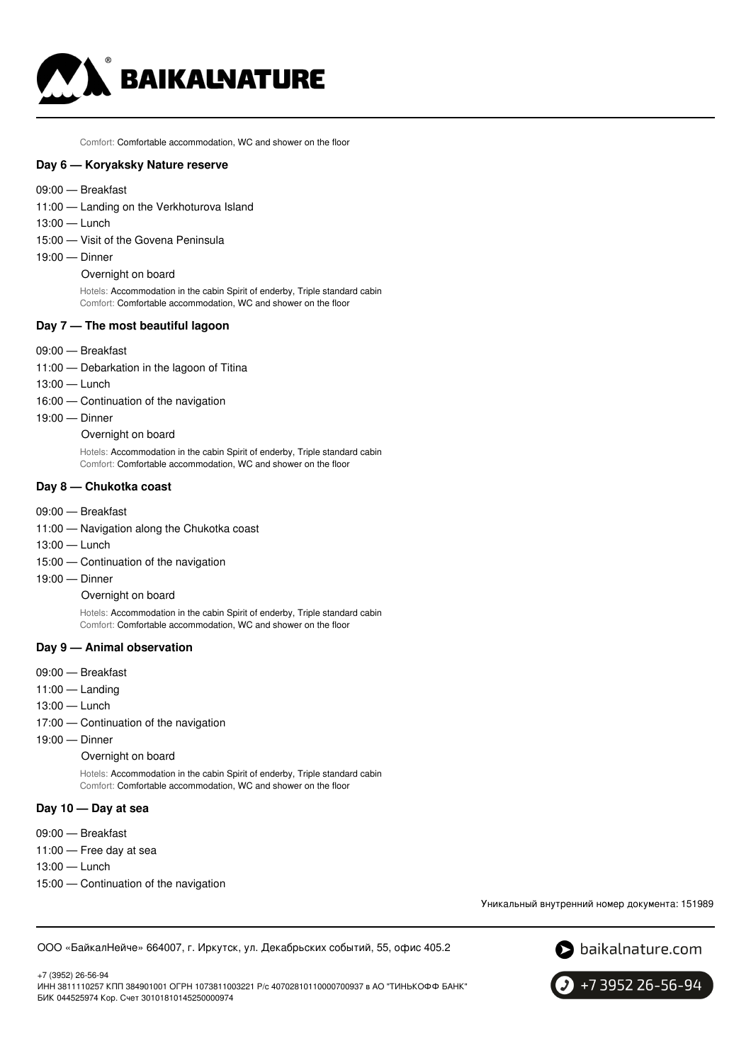Comfort: Comfortable accommodation, WC and shower on the floor

### Day 6 — Koryaksky Nature reserve

09:00 — Breakfast

11:00 — Landing on the Verkhoturova Island

13:00 — Lunch

15:00 — Visit of the Govena Peninsula

19:00 — Dinner

Overnight on board

Hotels: Accommodation in the cabin Spirit of enderby, Triple standard cabin
Comfort: Comfortable accommodation, WC and shower on the floor

### Day 7 — The most beautiful lagoon

09:00 — Breakfast

11:00 — Debarkation in the lagoon of Titina

13:00 — Lunch

16:00 — Continuation of the navigation

19:00 — Dinner

Overnight on board

Hotels: Accommodation in the cabin Spirit of enderby, Triple standard cabin
Comfort: Comfortable accommodation, WC and shower on the floor

### Day 8 — Chukotka coast

09:00 — Breakfast

11:00 — Navigation along the Chukotka coast

13:00 — Lunch

15:00 — Continuation of the navigation

19:00 — Dinner

Overnight on board

Hotels: Accommodation in the cabin Spirit of enderby, Triple standard cabin
Comfort: Comfortable accommodation, WC and shower on the floor

### Day 9 — Animal observation

09:00 — Breakfast

11:00 — Landing

13:00 — Lunch

17:00 — Continuation of the navigation

19:00 — Dinner

Overnight on board

Hotels: Accommodation in the cabin Spirit of enderby, Triple standard cabin
Comfort: Comfortable accommodation, WC and shower on the floor

### Day 10 — Day at sea

09:00 — Breakfast

11:00 — Free day at sea

13:00 — Lunch

15:00 — Continuation of the navigation

Уникальный внутренний номер документа: 151989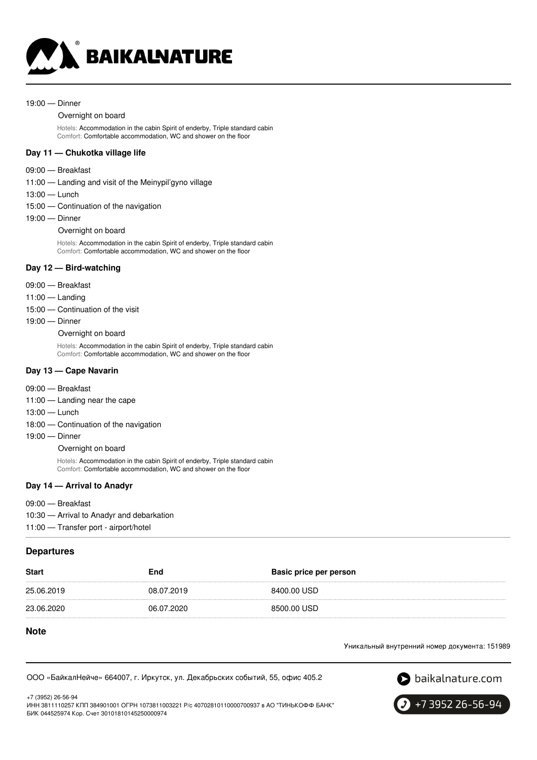19:00 — Dinner

Overnight on board

Hotels: Accommodation in the cabin Spirit of enderby, Triple standard cabin
Comfort: Comfortable accommodation, WC and shower on the floor

### Day 11 — Chukotka village life

09:00 — Breakfast

11:00 — Landing and visit of the Meinypil'gyno village

13:00 — Lunch

15:00 — Continuation of the navigation

19:00 — Dinner

Overnight on board

Hotels: Accommodation in the cabin Spirit of enderby, Triple standard cabin
Comfort: Comfortable accommodation, WC and shower on the floor

### Day 12 — Bird-watching

09:00 — Breakfast

11:00 — Landing

15:00 — Continuation of the visit

19:00 — Dinner

Overnight on board

Hotels: Accommodation in the cabin Spirit of enderby, Triple standard cabin
Comfort: Comfortable accommodation, WC and shower on the floor

### Day 13 — Cape Navarin

09:00 — Breakfast

11:00 — Landing near the cape

13:00 — Lunch

18:00 — Continuation of the navigation

19:00 — Dinner

Overnight on board

Hotels: Accommodation in the cabin Spirit of enderby, Triple standard cabin
Comfort: Comfortable accommodation, WC and shower on the floor

### Day 14 — Arrival to Anadyr

09:00 — Breakfast

10:30 — Arrival to Anadyr and debarkation

11:00 — Transfer port - airport/hotel

## Departures

| Start | End | Basic price per person |
|---|---|---|
| 25.06.2019 | 08.07.2019 | 8400.00 USD |
| 23.06.2020 | 06.07.2020 | 8500.00 USD |

## Note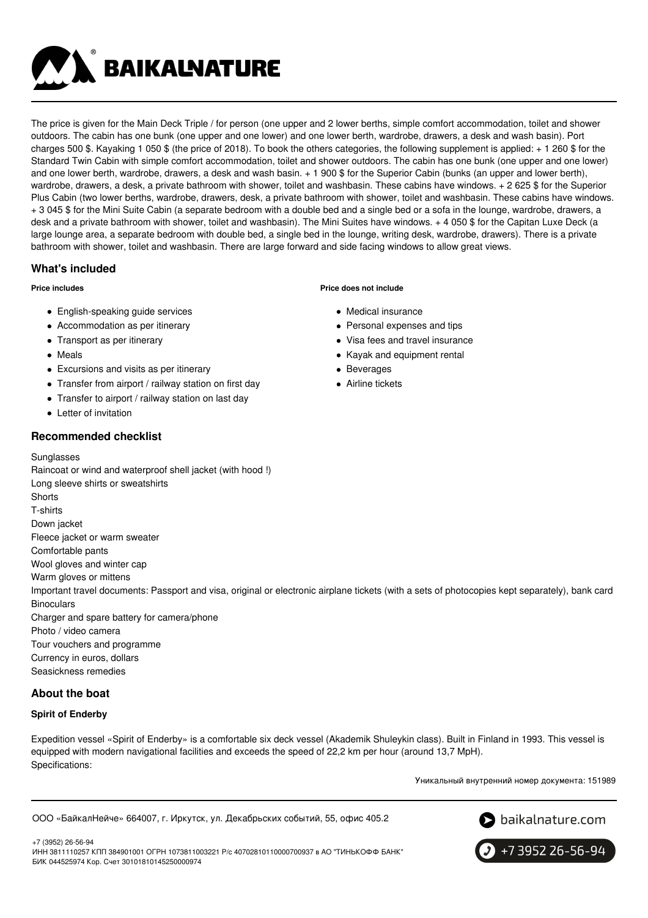The price is given for the Main Deck Triple / for person (one upper and 2 lower berths, simple comfort accommodation, toilet and shower outdoors. The cabin has one bunk (one upper and one lower) and one lower berth, wardrobe, drawers, a desk and wash basin). Port charges 500 $. Kayaking 1 050 $ (the price of 2018). To book the others categories, the following supplement is applied: + 1 260 $ for the Standard Twin Cabin with simple comfort accommodation, toilet and shower outdoors. The cabin has one bunk (one upper and one lower) and one lower berth, wardrobe, drawers, a desk and wash basin. + 1 900 $ for the Superior Cabin (bunks (an upper and lower berth), wardrobe, drawers, a desk, a private bathroom with shower, toilet and washbasin. These cabins have windows. + 2 625 $ for the Superior Plus Cabin (two lower berths, wardrobe, drawers, desk, a private bathroom with shower, toilet and washbasin. These cabins have windows. + 3 045 $ for the Mini Suite Cabin (a separate bedroom with a double bed and a single bed or a sofa in the lounge, wardrobe, drawers, a desk and a private bathroom with shower, toilet and washbasin). The Mini Suites have windows. + 4 050 $ for the Capitan Luxe Deck (a large lounge area, a separate bedroom with double bed, a single bed in the lounge, writing desk, wardrobe, drawers). There is a private bathroom with shower, toilet and washbasin. There are large forward and side facing windows to allow great views.

## What's included

#### Price includes

- English-speaking guide services
- Accommodation as per itinerary
- Transport as per itinerary
- Meals
- Excursions and visits as per itinerary
- Transfer from airport / railway station on first day
- Transfer to airport / railway station on last day
- Letter of invitation

#### Price does not include

- Medical insurance
- Personal expenses and tips
- Visa fees and travel insurance
- Kayak and equipment rental
- Beverages
- Airline tickets

## Recommended checklist

Sunglasses
Raincoat or wind and waterproof shell jacket (with hood !)
Long sleeve shirts or sweatshirts
Shorts
T-shirts
Down jacket
Fleece jacket or warm sweater
Comfortable pants
Wool gloves and winter cap
Warm gloves or mittens
Important travel documents: Passport and visa, original or electronic airplane tickets (with a sets of photocopies kept separately), bank card
Binoculars
Charger and spare battery for camera/phone
Photo / video camera
Tour vouchers and programme
Currency in euros, dollars
Seasickness remedies

## About the boat

#### Spirit of Enderby

Expedition vessel «Spirit of Enderby» is a comfortable six deck vessel (Akademik Shuleykin class). Built in Finland in 1993. This vessel is equipped with modern navigational facilities and exceeds the speed of 22,2 km per hour (around 13,7 MpH).
Specifications:

Уникальный внутренний номер документа: 151989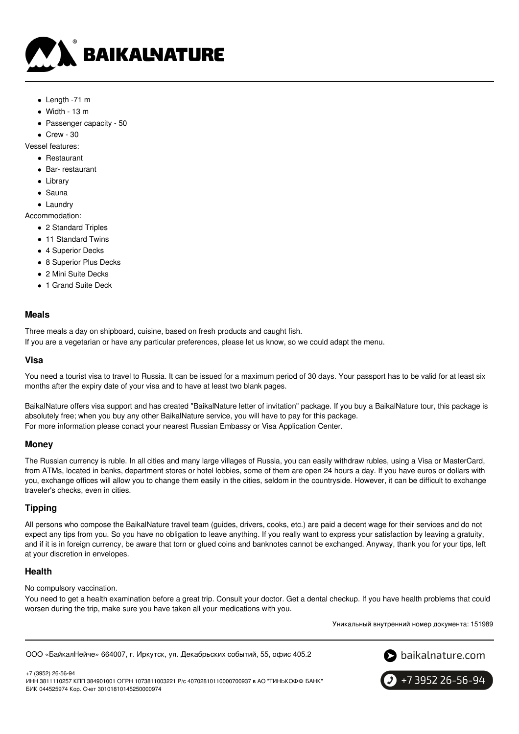- Length -71 m
- Width - 13 m
- Passenger capacity - 50
- Crew - 30

Vessel features:

- Restaurant
- Bar- restaurant
- Library
- Sauna
- Laundry

Accommodation:

- 2 Standard Triples
- 11 Standard Twins
- 4 Superior Decks
- 8 Superior Plus Decks
- 2 Mini Suite Decks
- 1 Grand Suite Deck

### Meals

Three meals a day on shipboard, cuisine, based on fresh products and caught fish.
If you are a vegetarian or have any particular preferences, please let us know, so we could adapt the menu.

### Visa

You need a tourist visa to travel to Russia. It can be issued for a maximum period of 30 days. Your passport has to be valid for at least six months after the expiry date of your visa and to have at least two blank pages.

BaikalNature offers visa support and has created "BaikalNature letter of invitation" package. If you buy a BaikalNature tour, this package is absolutely free; when you buy any other BaikalNature service, you will have to pay for this package.
For more information please conact your nearest Russian Embassy or Visa Application Center.

### Money

The Russian currency is ruble. In all cities and many large villages of Russia, you can easily withdraw rubles, using a Visa or MasterCard, from ATMs, located in banks, department stores or hotel lobbies, some of them are open 24 hours a day. If you have euros or dollars with you, exchange offices will allow you to change them easily in the cities, seldom in the countryside. However, it can be difficult to exchange traveler's checks, even in cities.

### Tipping

All persons who compose the BaikalNature travel team (guides, drivers, cooks, etc.) are paid a decent wage for their services and do not expect any tips from you. So you have no obligation to leave anything. If you really want to express your satisfaction by leaving a gratuity, and if it is in foreign currency, be aware that torn or glued coins and banknotes cannot be exchanged. Anyway, thank you for your tips, left at your discretion in envelopes.

### Health

No compulsory vaccination.
You need to get a health examination before a great trip. Consult your doctor. Get a dental checkup. If you have health problems that could worsen during the trip, make sure you have taken all your medications with you.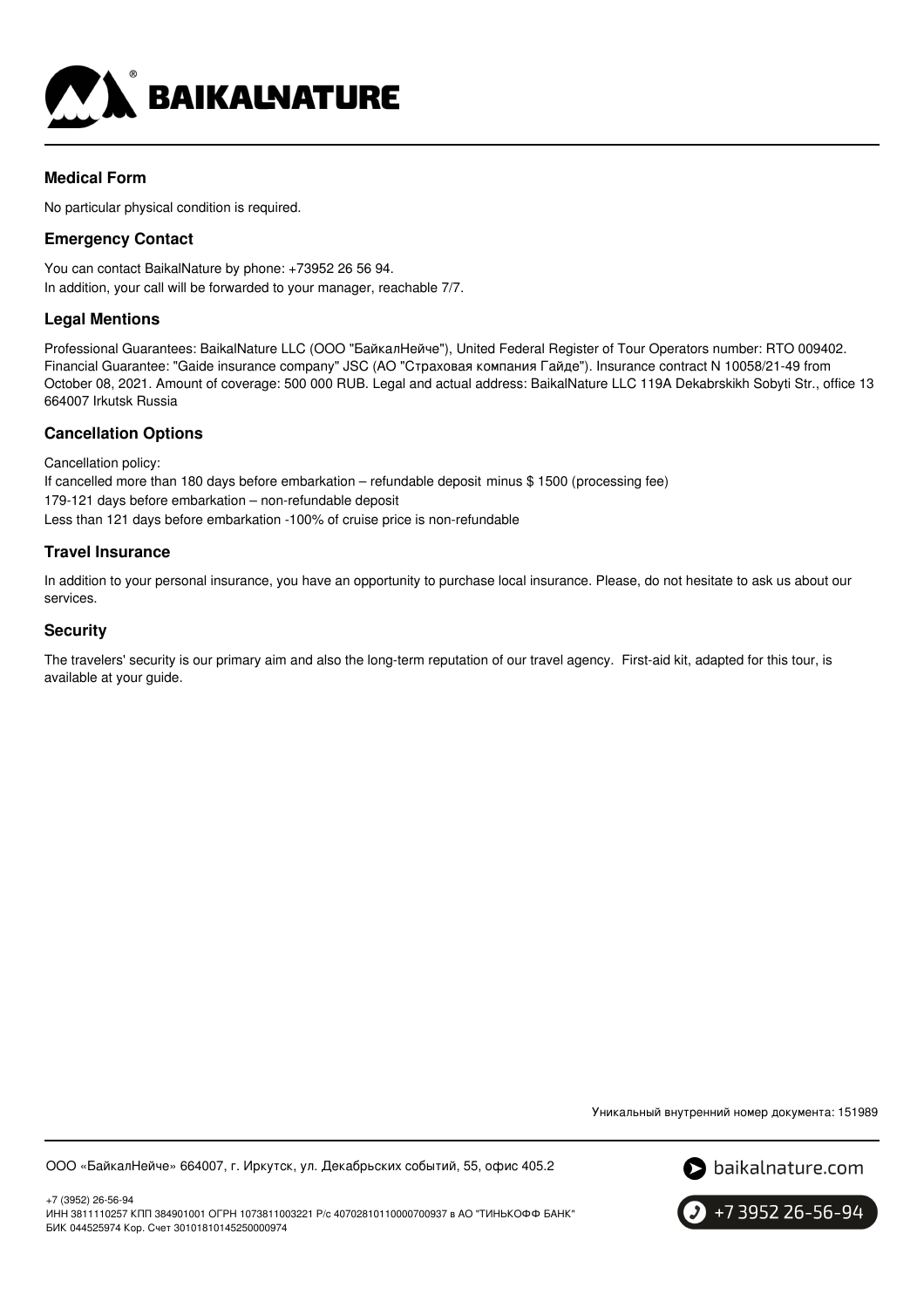### Medical Form

No particular physical condition is required.

### Emergency Contact

You can contact BaikalNature by phone: +73952 26 56 94.
In addition, your call will be forwarded to your manager, reachable 7/7.

### Legal Mentions

Professional Guarantees: BaikalNature LLC (ООО "БайкалНейче"), United Federal Register of Tour Operators number: RTO 009402. Financial Guarantee: "Gaide insurance company" JSC (АО "Страховая компания Гайде"). Insurance contract N 10058/21-49 from October 08, 2021. Amount of coverage: 500 000 RUB. Legal and actual address: BaikalNature LLC 119A Dekabrskikh Sobyti Str., office 13 664007 Irkutsk Russia

### Cancellation Options

Cancellation policy:
If cancelled more than 180 days before embarkation – refundable deposit minus $ 1500 (processing fee)
179-121 days before embarkation – non-refundable deposit
Less than 121 days before embarkation -100% of cruise price is non-refundable

### Travel Insurance

In addition to your personal insurance, you have an opportunity to purchase local insurance. Please, do not hesitate to ask us about our services.

### Security

The travelers' security is our primary aim and also the long-term reputation of our travel agency. First-aid kit, adapted for this tour, is available at your guide.

Уникальный внутренний номер документа: 151989